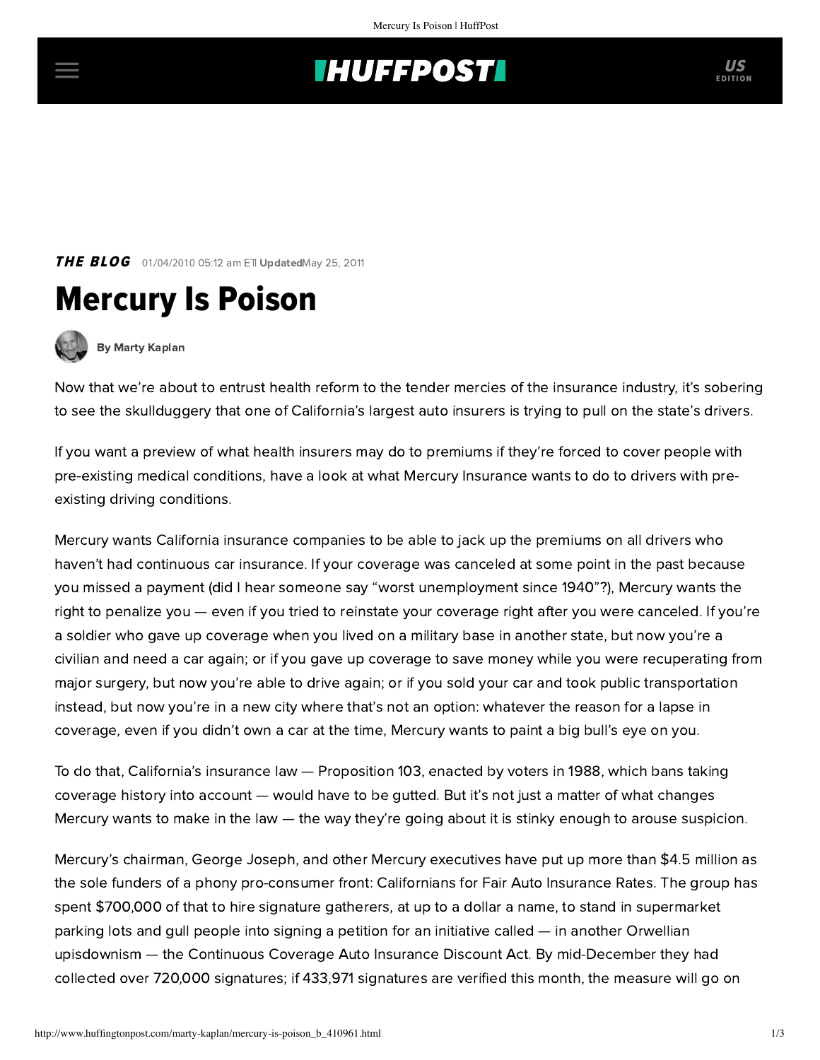**THE BLOG** 01/04/2010 05:12 am ET | Updated May 25, 2011

# Mercury Is Poison

By Marty Kaplan

Now that we're about to entrust health reform to the tender mercies of the insurance industry, it's sobering to see the skullduggery that one of California's largest auto insurers is trying to pull on the state's drivers.

If you want a preview of what health insurers may do to premiums if they're forced to cover people with pre-existing medical conditions, have a look at what Mercury Insurance wants to do to drivers with pre-existing driving conditions.

Mercury wants California insurance companies to be able to jack up the premiums on all drivers who haven't had continuous car insurance. If your coverage was canceled at some point in the past because you missed a payment (did I hear someone say "worst unemployment since 1940"?), Mercury wants the right to penalize you — even if you tried to reinstate your coverage right after you were canceled. If you're a soldier who gave up coverage when you lived on a military base in another state, but now you're a civilian and need a car again; or if you gave up coverage to save money while you were recuperating from major surgery, but now you're able to drive again; or if you sold your car and took public transportation instead, but now you're in a new city where that's not an option: whatever the reason for a lapse in coverage, even if you didn't own a car at the time, Mercury wants to paint a big bull's eye on you.

To do that, California's insurance law — Proposition 103, enacted by voters in 1988, which bans taking coverage history into account — would have to be gutted. But it's not just a matter of what changes Mercury wants to make in the law — the way they're going about it is stinky enough to arouse suspicion.

Mercury's chairman, George Joseph, and other Mercury executives have put up more than $4.5 million as the sole funders of a phony pro-consumer front: Californians for Fair Auto Insurance Rates. The group has spent $700,000 of that to hire signature gatherers, at up to a dollar a name, to stand in supermarket parking lots and gull people into signing a petition for an initiative called — in another Orwellian upisdownism — the Continuous Coverage Auto Insurance Discount Act. By mid-December they had collected over 720,000 signatures; if 433,971 signatures are verified this month, the measure will go on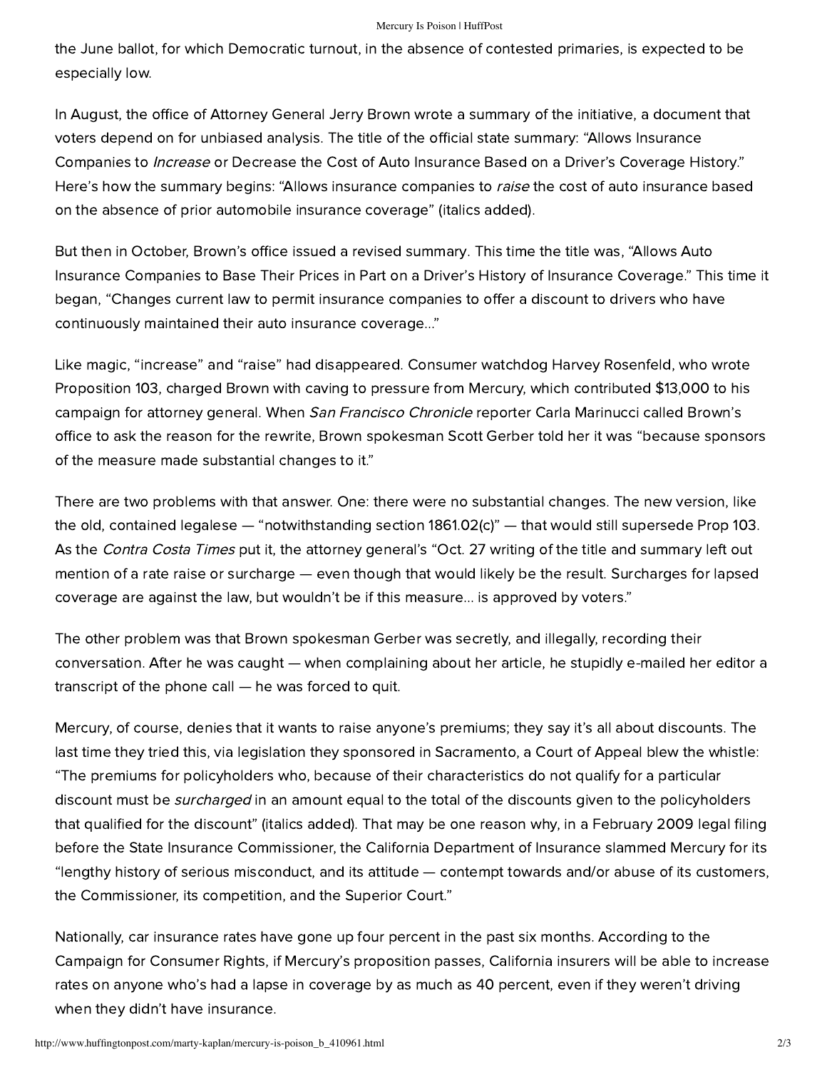the June ballot, for which Democratic turnout, in the absence of contested primaries, is expected to be especially low.

In August, the office of Attorney General Jerry Brown wrote a summary of the initiative, a document that voters depend on for unbiased analysis. The title of the official state summary: "Allows Insurance Companies to *Increase* or Decrease the Cost of Auto Insurance Based on a Driver's Coverage History." Here's how the summary begins: "Allows insurance companies to *raise* the cost of auto insurance based on the absence of prior automobile insurance coverage" (italics added).

But then in October, Brown's office issued a revised summary. This time the title was, "Allows Auto Insurance Companies to Base Their Prices in Part on a Driver's History of Insurance Coverage." This time it began, "Changes current law to permit insurance companies to offer a discount to drivers who have continuously maintained their auto insurance coverage..."

Like magic, "increase" and "raise" had disappeared. Consumer watchdog Harvey Rosenfeld, who wrote Proposition 103, charged Brown with caving to pressure from Mercury, which contributed $13,000 to his campaign for attorney general. When *San Francisco Chronicle* reporter Carla Marinucci called Brown's office to ask the reason for the rewrite, Brown spokesman Scott Gerber told her it was "because sponsors of the measure made substantial changes to it."

There are two problems with that answer. One: there were no substantial changes. The new version, like the old, contained legalese — "notwithstanding section 1861.02(c)" — that would still supersede Prop 103. As the *Contra Costa Times* put it, the attorney general's "Oct. 27 writing of the title and summary left out mention of a rate raise or surcharge — even though that would likely be the result. Surcharges for lapsed coverage are against the law, but wouldn't be if this measure... is approved by voters."

The other problem was that Brown spokesman Gerber was secretly, and illegally, recording their conversation. After he was caught — when complaining about her article, he stupidly e-mailed her editor a transcript of the phone call — he was forced to quit.

Mercury, of course, denies that it wants to raise anyone's premiums; they say it's all about discounts. The last time they tried this, via legislation they sponsored in Sacramento, a Court of Appeal blew the whistle: "The premiums for policyholders who, because of their characteristics do not qualify for a particular discount must be *surcharged* in an amount equal to the total of the discounts given to the policyholders that qualified for the discount" (italics added). That may be one reason why, in a February 2009 legal filing before the State Insurance Commissioner, the California Department of Insurance slammed Mercury for its "lengthy history of serious misconduct, and its attitude — contempt towards and/or abuse of its customers, the Commissioner, its competition, and the Superior Court."

Nationally, car insurance rates have gone up four percent in the past six months. According to the Campaign for Consumer Rights, if Mercury's proposition passes, California insurers will be able to increase rates on anyone who's had a lapse in coverage by as much as 40 percent, even if they weren't driving when they didn't have insurance.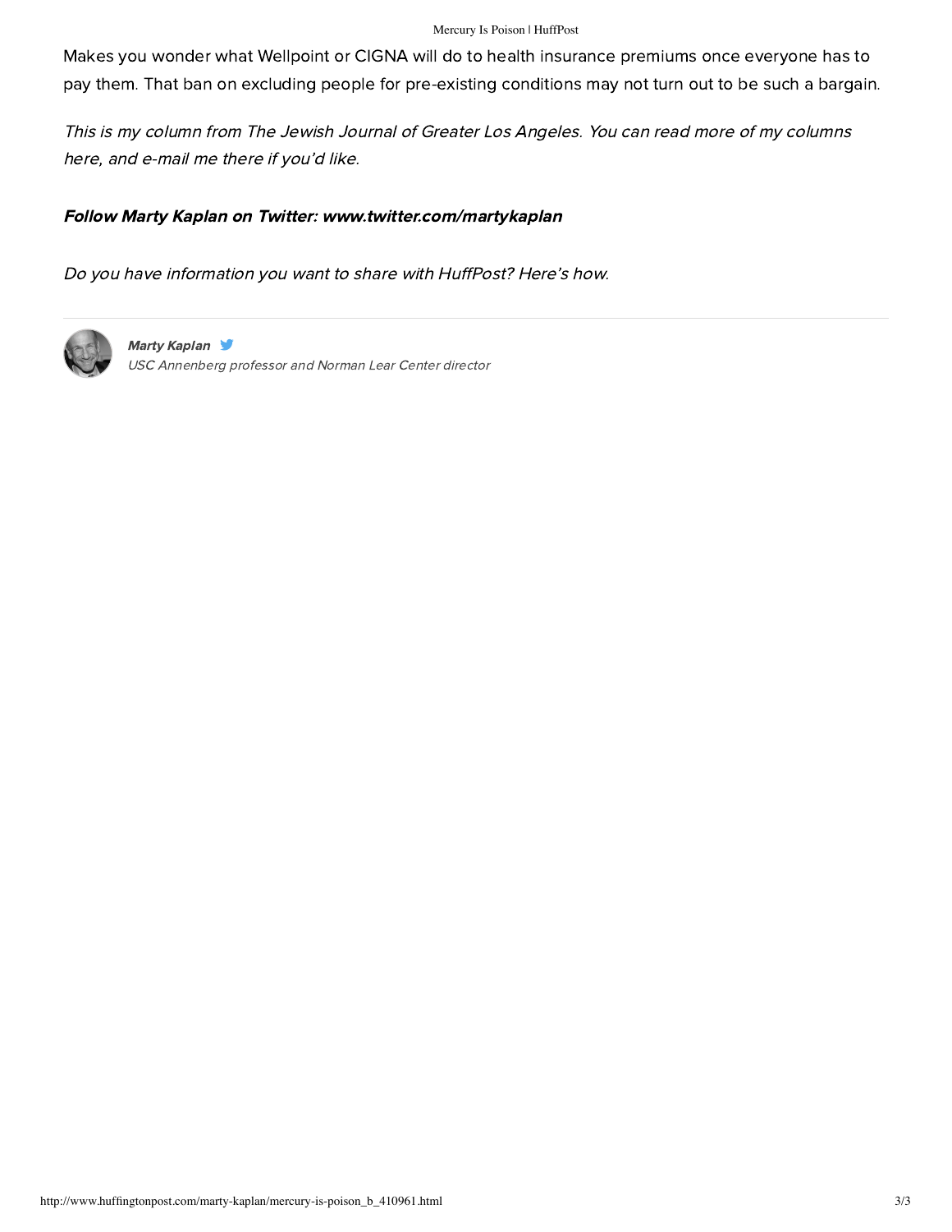Makes you wonder what Wellpoint or CIGNA will do to health insurance premiums once everyone has to pay them. That ban on excluding people for pre-existing conditions may not turn out to be such a bargain.

*This is my column from The Jewish Journal of Greater Los Angeles. You can read more of my columns here, and e-mail me there if you'd like.*

***Follow Marty Kaplan on Twitter: www.twitter.com/martykaplan***

*Do you have information you want to share with HuffPost? Here's how.*

---

***Marty Kaplan***

*USC Annenberg professor and Norman Lear Center director*